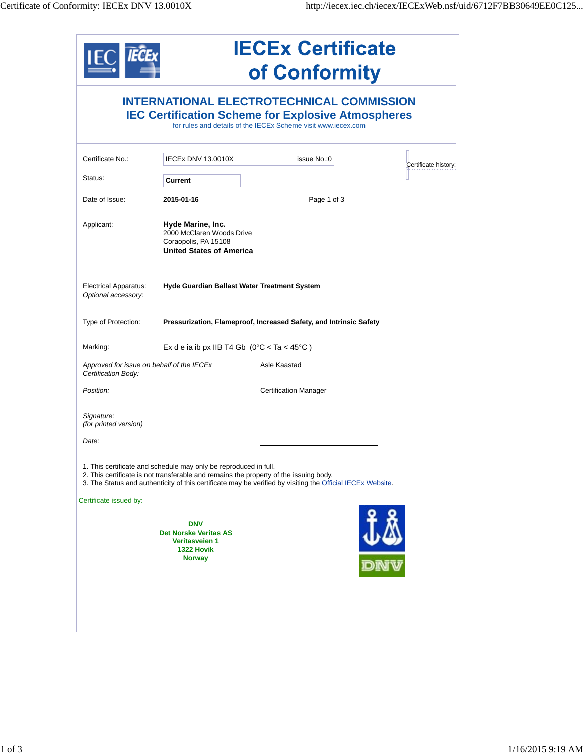# IECEx Certificate of Conformity

## INTERNATIONAL ELECTROTECHNICAL COMMISSION
## IEC Certification Scheme for Explosive Atmospheres

for rules and details of the IECEx Scheme visit www.iecex.com

| | | |
|---|---|---|
| Certificate No.: | IECEx DNV 13.0010X | issue No.:0 |
| Status: | **Current** | |
| Date of Issue: | **2015-01-16** | Page 1 of 3 |

Certificate history:

Applicant: **Hyde Marine, Inc.**
2000 McClaren Woods Drive
Coraopolis, PA 15108
**United States of America**

Electrical Apparatus: **Hyde Guardian Ballast Water Treatment System**
*Optional accessory:*

Type of Protection: **Pressurization, Flameproof, Increased Safety, and Intrinsic Safety**

Marking: Ex d e ia ib px IIB T4 Gb (0°C < Ta < 45°C )

*Approved for issue on behalf of the IECEx Certification Body:* Asle Kaastad

*Position:* Certification Manager

*Signature:*
*(for printed version)*

*Date:*

1. This certificate and schedule may only be reproduced in full.
2. This certificate is not transferable and remains the property of the issuing body.
3. The Status and authenticity of this certificate may be verified by visiting the Official IECEx Website.

Certificate issued by:

**DNV**
**Det Norske Veritas AS**
**Veritasveien 1**
**1322 Hovik**
**Norway**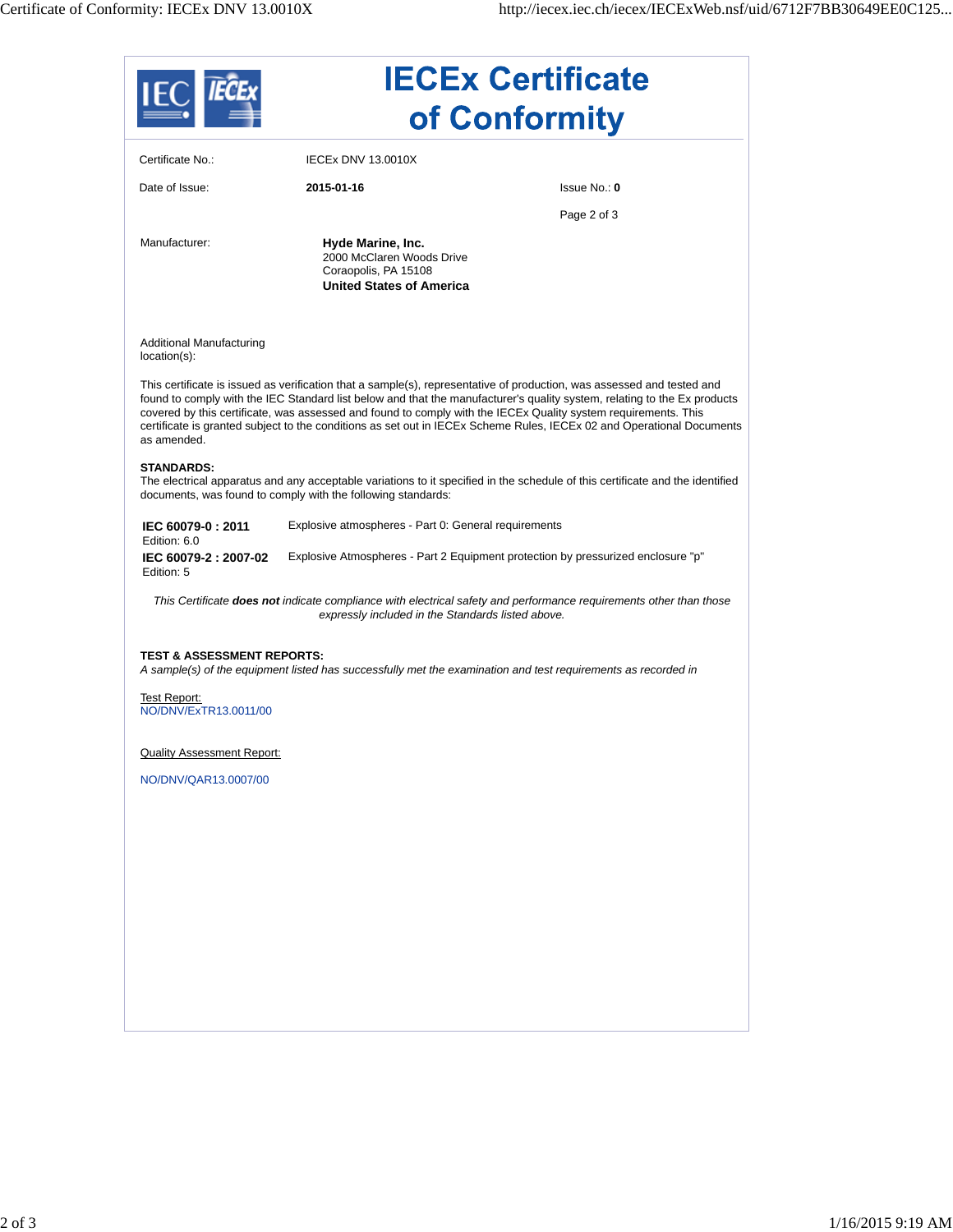# IECEx Certificate of Conformity

Certificate No.: IECEx DNV 13.0010X

Date of Issue: **2015-01-16**

Issue No.: **0**

Page 2 of 3

Manufacturer: **Hyde Marine, Inc.**
2000 McClaren Woods Drive
Coraopolis, PA 15108
**United States of America**

Additional Manufacturing location(s):

This certificate is issued as verification that a sample(s), representative of production, was assessed and tested and found to comply with the IEC Standard list below and that the manufacturer's quality system, relating to the Ex products covered by this certificate, was assessed and found to comply with the IECEx Quality system requirements. This certificate is granted subject to the conditions as set out in IECEx Scheme Rules, IECEx 02 and Operational Documents as amended.

**STANDARDS:**
The electrical apparatus and any acceptable variations to it specified in the schedule of this certificate and the identified documents, was found to comply with the following standards:

| | |
|---|---|
| **IEC 60079-0 : 2011** Edition: 6.0 | Explosive atmospheres - Part 0: General requirements |
| **IEC 60079-2 : 2007-02** Edition: 5 | Explosive Atmospheres - Part 2 Equipment protection by pressurized enclosure "p" |

*This Certificate **does not** indicate compliance with electrical safety and performance requirements other than those expressly included in the Standards listed above.*

**TEST & ASSESSMENT REPORTS:**
*A sample(s) of the equipment listed has successfully met the examination and test requirements as recorded in*

Test Report:
NO/DNV/ExTR13.0011/00

Quality Assessment Report:

NO/DNV/QAR13.0007/00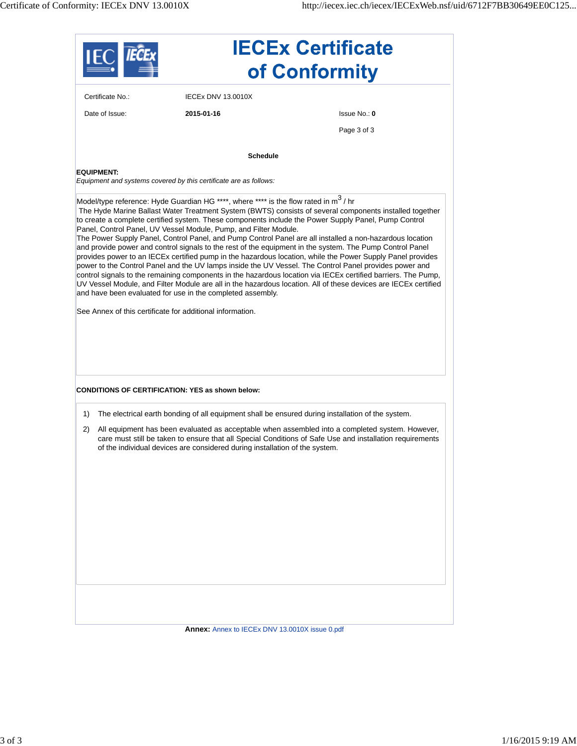# IECEx Certificate of Conformity

Certificate No.: IECEx DNV 13.0010X

Date of Issue: **2015-01-16**

Issue No.: **0**

Page 3 of 3

**Schedule**

**EQUIPMENT:**

*Equipment and systems covered by this certificate are as follows:*

Model/type reference: Hyde Guardian HG ****, where **** is the flow rated in $m^3$ / hr

The Hyde Marine Ballast Water Treatment System (BWTS) consists of several components installed together to create a complete certified system. These components include the Power Supply Panel, Pump Control Panel, Control Panel, UV Vessel Module, Pump, and Filter Module.

The Power Supply Panel, Control Panel, and Pump Control Panel are all installed a non-hazardous location and provide power and control signals to the rest of the equipment in the system. The Pump Control Panel provides power to an IECEx certified pump in the hazardous location, while the Power Supply Panel provides power to the Control Panel and the UV lamps inside the UV Vessel. The Control Panel provides power and control signals to the remaining components in the hazardous location via IECEx certified barriers. The Pump, UV Vessel Module, and Filter Module are all in the hazardous location. All of these devices are IECEx certified and have been evaluated for use in the completed assembly.

See Annex of this certificate for additional information.

**CONDITIONS OF CERTIFICATION: YES as shown below:**

1) The electrical earth bonding of all equipment shall be ensured during installation of the system.
2) All equipment has been evaluated as acceptable when assembled into a completed system. However, care must still be taken to ensure that all Special Conditions of Safe Use and installation requirements of the individual devices are considered during installation of the system.

**Annex:** Annex to IECEx DNV 13.0010X issue 0.pdf